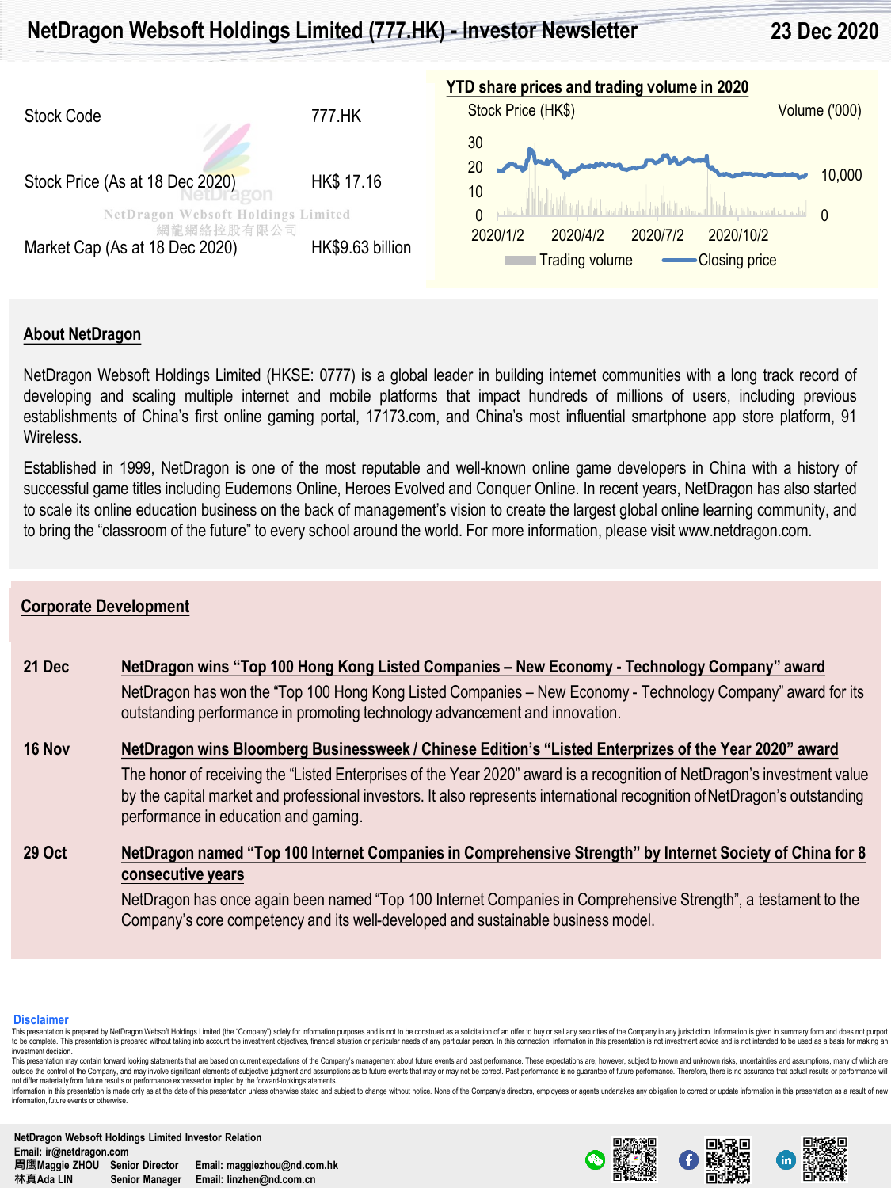# NetDragon Websoft Holdings Limited (777.HK) - Investor Newsletter

23 Dec 2020

| | |
|---|---|
| Stock Code | 777.HK |
| Stock Price (As at 18 Dec 2020) | HK$ 17.16 |
| Market Cap (As at 18 Dec 2020) | HK$9.63 billion |

**YTD share prices and trading volume in 2020**

Stock Price (HK$) | Volume ('000)

Trading volume | Closing price

## About NetDragon

NetDragon Websoft Holdings Limited (HKSE: 0777) is a global leader in building internet communities with a long track record of developing and scaling multiple internet and mobile platforms that impact hundreds of millions of users, including previous establishments of China's first online gaming portal, 17173.com, and China's most influential smartphone app store platform, 91 Wireless.

Established in 1999, NetDragon is one of the most reputable and well-known online game developers in China with a history of successful game titles including Eudemons Online, Heroes Evolved and Conquer Online. In recent years, NetDragon has also started to scale its online education business on the back of management's vision to create the largest global online learning community, and to bring the "classroom of the future" to every school around the world. For more information, please visit www.netdragon.com.

## Corporate Development

**21 Dec** — **NetDragon wins "Top 100 Hong Kong Listed Companies – New Economy - Technology Company" award**

NetDragon has won the "Top 100 Hong Kong Listed Companies – New Economy - Technology Company" award for its outstanding performance in promoting technology advancement and innovation.

**16 Nov** — **NetDragon wins Bloomberg Businessweek / Chinese Edition's "Listed Enterprizes of the Year 2020" award**

The honor of receiving the "Listed Enterprises of the Year 2020" award is a recognition of NetDragon's investment value by the capital market and professional investors. It also represents international recognition of NetDragon's outstanding performance in education and gaming.

**29 Oct** — **NetDragon named "Top 100 Internet Companies in Comprehensive Strength" by Internet Society of China for 8 consecutive years**

NetDragon has once again been named "Top 100 Internet Companies in Comprehensive Strength", a testament to the Company's core competency and its well-developed and sustainable business model.

**Disclaimer**

This presentation is prepared by NetDragon Websoft Holdings Limited (the "Company") solely for information purposes and is not to be construed as a solicitation of an offer to buy or sell any securities of the Company in any jurisdiction. Information is given in summary form and does not purport to be complete. This presentation is prepared without taking into account the investment objectives, financial situation or particular needs of any particular person. In this connection, information in this presentation is not investment advice and is not intended to be used as a basis for making an investment decision.

This presentation may contain forward looking statements that are based on current expectations of the Company's management about future events and past performance. These expectations are, however, subject to known and unknown risks, uncertainties and assumptions, many of which are outside the control of the Company, and may involve significant elements of subjective judgment and assumptions as to future events that may or may not be correct. Past performance is no guarantee of future performance. Therefore, there is no assurance that actual results or performance will not differ materially from future results or performance expressed or implied by the forward-lookingstatements.

Information in this presentation is made only as at the date of this presentation unless otherwise stated and subject to change without notice. None of the Company's directors, employees or agents undertakes any obligation to correct or update information in this presentation as a result of new information, future events or otherwise.

NetDragon Websoft Holdings Limited Investor Relation
Email: ir@netdragon.com

| | | |
|---|---|---|
| 周鹰Maggie ZHOU | Senior Director | Email: maggiezhou@nd.com.hk |
| 林真Ada LIN | Senior Manager | Email: linzhen@nd.com.cn |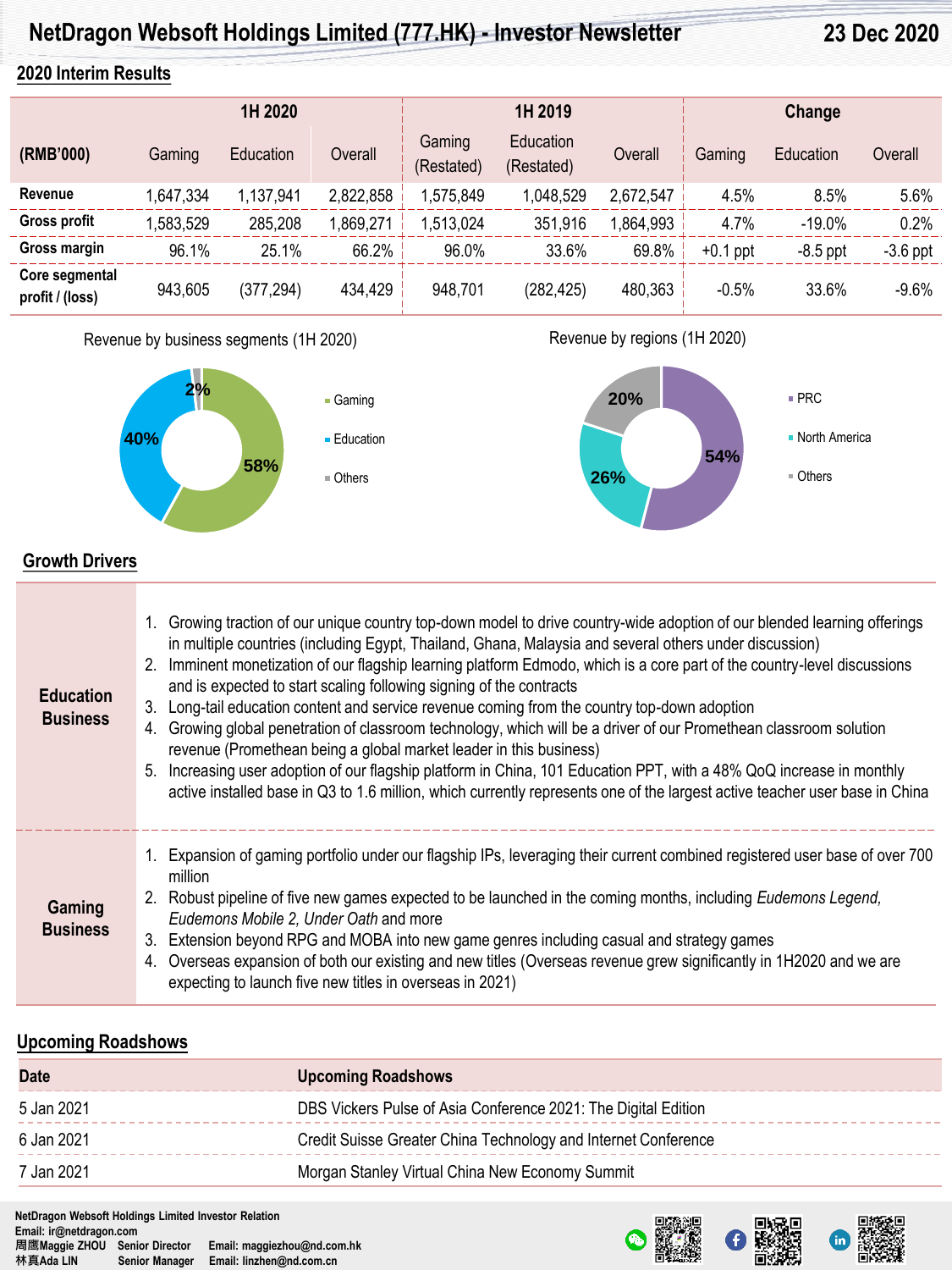# NetDragon Websoft Holdings Limited (777.HK) - Investor Newsletter

23 Dec 2020

## 2020 Interim Results

| | 1H 2020 | | | 1H 2019 | | | Change | | |
|---|---|---|---|---|---|---|---|---|---|
| (RMB'000) | Gaming | Education | Overall | Gaming (Restated) | Education (Restated) | Overall | Gaming | Education | Overall |
| Revenue | 1,647,334 | 1,137,941 | 2,822,858 | 1,575,849 | 1,048,529 | 2,672,547 | 4.5% | 8.5% | 5.6% |
| Gross profit | 1,583,529 | 285,208 | 1,869,271 | 1,513,024 | 351,916 | 1,864,993 | 4.7% | -19.0% | 0.2% |
| Gross margin | 96.1% | 25.1% | 66.2% | 96.0% | 33.6% | 69.8% | +0.1 ppt | -8.5 ppt | -3.6 ppt |
| Core segmental profit / (loss) | 943,605 | (377,294) | 434,429 | 948,701 | (282,425) | 480,363 | -0.5% | 33.6% | -9.6% |

Revenue by business segments (1H 2020)

58%
40%
2%
Gaming
Education
Others

Revenue by regions (1H 2020)

54%
26%
20%
PRC
North America
Others

## Growth Drivers

**Education Business**

1. Growing traction of our unique country top-down model to drive country-wide adoption of our blended learning offerings in multiple countries (including Egypt, Thailand, Ghana, Malaysia and several others under discussion)
2. Imminent monetization of our flagship learning platform Edmodo, which is a core part of the country-level discussions and is expected to start scaling following signing of the contracts
3. Long-tail education content and service revenue coming from the country top-down adoption
4. Growing global penetration of classroom technology, which will be a driver of our Promethean classroom solution revenue (Promethean being a global market leader in this business)
5. Increasing user adoption of our flagship platform in China, 101 Education PPT, with a 48% QoQ increase in monthly active installed base in Q3 to 1.6 million, which currently represents one of the largest active teacher user base in China

**Gaming Business**

1. Expansion of gaming portfolio under our flagship IPs, leveraging their current combined registered user base of over 700 million
2. Robust pipeline of five new games expected to be launched in the coming months, including *Eudemons Legend, Eudemons Mobile 2, Under Oath* and more
3. Extension beyond RPG and MOBA into new game genres including casual and strategy games
4. Overseas expansion of both our existing and new titles (Overseas revenue grew significantly in 1H2020 and we are expecting to launch five new titles in overseas in 2021)

## Upcoming Roadshows

| Date | Upcoming Roadshows |
|---|---|
| 5 Jan 2021 | DBS Vickers Pulse of Asia Conference 2021: The Digital Edition |
| 6 Jan 2021 | Credit Suisse Greater China Technology and Internet Conference |
| 7 Jan 2021 | Morgan Stanley Virtual China New Economy Summit |

NetDragon Websoft Holdings Limited Investor Relation
Email: ir@netdragon.com
周鹰Maggie ZHOU Senior Director Email: maggiezhou@nd.com.hk
林真Ada LIN Senior Manager Email: linzhen@nd.com.cn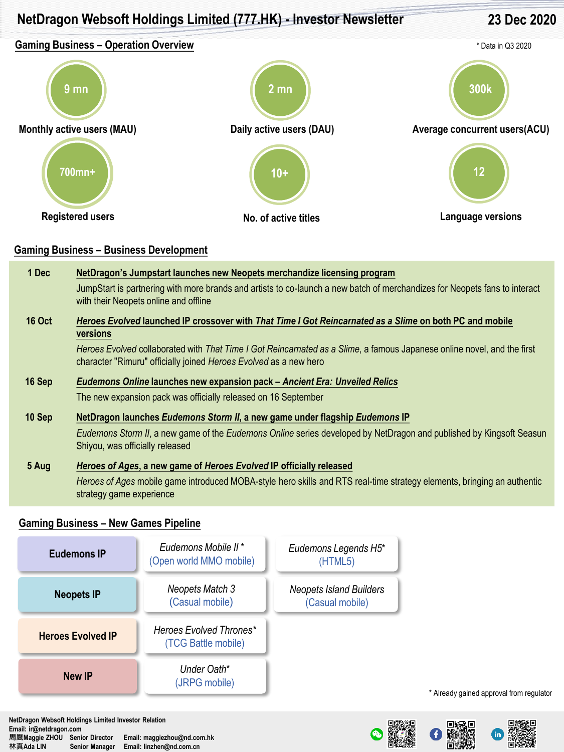# NetDragon Websoft Holdings Limited (777.HK) - Investor Newsletter

23 Dec 2020

## Gaming Business – Operation Overview

\* Data in Q3 2020

- **9 mn** — Monthly active users (MAU)
- **2 mn** — Daily active users (DAU)
- **300k** — Average concurrent users(ACU)
- **700mn+** — Registered users
- **10+** — No. of active titles
- **12** — Language versions

## Gaming Business – Business Development

**1 Dec** — **NetDragon's Jumpstart launches new Neopets merchandize licensing program**

JumpStart is partnering with more brands and artists to co-launch a new batch of merchandizes for Neopets fans to interact with their Neopets online and offline

**16 Oct** — ***Heroes Evolved* launched IP crossover with *That Time I Got Reincarnated as a Slime* on both PC and mobile versions**

*Heroes Evolved* collaborated with *That Time I Got Reincarnated as a Slime*, a famous Japanese online novel, and the first character "Rimuru" officially joined *Heroes Evolved* as a new hero

**16 Sep** — ***Eudemons Online* launches new expansion pack – *Ancient Era: Unveiled Relics***

The new expansion pack was officially released on 16 September

**10 Sep** — **NetDragon launches *Eudemons Storm II*, a new game under flagship *Eudemons* IP**

*Eudemons Storm II*, a new game of the *Eudemons Online* series developed by NetDragon and published by Kingsoft Seasun Shiyou, was officially released

**5 Aug** — ***Heroes of Ages*, a new game of *Heroes Evolved* IP officially released**

*Heroes of Ages* mobile game introduced MOBA-style hero skills and RTS real-time strategy elements, bringing an authentic strategy game experience

## Gaming Business – New Games Pipeline

| | | |
|---|---|---|
| **Eudemons IP** | *Eudemons Mobile II \** (Open world MMO mobile) | *Eudemons Legends H5\** (HTML5) |
| **Neopets IP** | *Neopets Match 3* (Casual mobile) | *Neopets Island Builders* (Casual mobile) |
| **Heroes Evolved IP** | *Heroes Evolved Thrones\** (TCG Battle mobile) | |
| **New IP** | *Under Oath\** (JRPG mobile) | |

\* Already gained approval from regulator

NetDragon Websoft Holdings Limited Investor Relation
Email: ir@netdragon.com
周曛Maggie ZHOU Senior Director Email: maggiezhou@nd.com.hk
林真Ada LIN Senior Manager Email: linzhen@nd.com.cn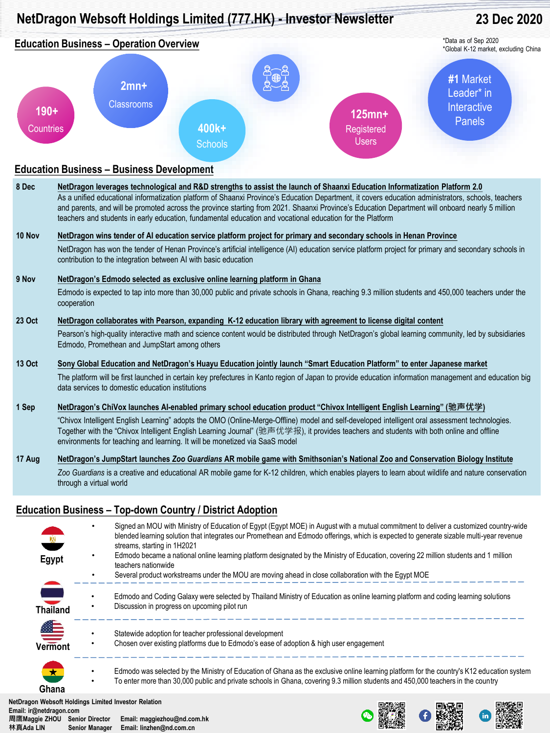# NetDragon Websoft Holdings Limited (777.HK) - Investor Newsletter

23 Dec 2020

## Education Business – Operation Overview

*Data as of Sep 2020
*Global K-12 market, excluding China

190+ Countries

2mn+ Classrooms

400k+ Schools

125mn+ Registered Users

#1 Market Leader* in Interactive Panels

## Education Business – Business Development

**8 Dec** — **NetDragon leverages technological and R&D strengths to assist the launch of Shaanxi Education Informatization Platform 2.0**
As a unified educational informatization platform of Shaanxi Province's Education Department, it covers education administrators, schools, teachers and parents, and will be promoted across the province starting from 2021. Shaanxi Province's Education Department will onboard nearly 5 million teachers and students in early education, fundamental education and vocational education for the Platform

**10 Nov** — **NetDragon wins tender of AI education service platform project for primary and secondary schools in Henan Province**
NetDragon has won the tender of Henan Province's artificial intelligence (AI) education service platform project for primary and secondary schools in contribution to the integration between AI with basic education

**9 Nov** — **NetDragon's Edmodo selected as exclusive online learning platform in Ghana**
Edmodo is expected to tap into more than 30,000 public and private schools in Ghana, reaching 9.3 million students and 450,000 teachers under the cooperation

**23 Oct** — **NetDragon collaborates with Pearson, expanding K-12 education library with agreement to license digital content**
Pearson's high-quality interactive math and science content would be distributed through NetDragon's global learning community, led by subsidiaries Edmodo, Promethean and JumpStart among others

**13 Oct** — **Sony Global Education and NetDragon's Huayu Education jointly launch "Smart Education Platform" to enter Japanese market**
The platform will be first launched in certain key prefectures in Kanto region of Japan to provide education information management and education big data services to domestic education institutions

**1 Sep** — **NetDragon's ChiVox launches AI-enabled primary school education product "Chivox Intelligent English Learning" (驰声优学)**
"Chivox Intelligent English Learning" adopts the OMO (Online-Merge-Offline) model and self-developed intelligent oral assessment technologies. Together with the "Chivox Intelligent English Learning Journal" (驰声优学报), it provides teachers and students with both online and offline environments for teaching and learning. It will be monetized via SaaS model

**17 Aug** — **NetDragon's JumpStart launches *Zoo Guardians* AR mobile game with Smithsonian's National Zoo and Conservation Biology Institute**
*Zoo Guardians* is a creative and educational AR mobile game for K-12 children, which enables players to learn about wildlife and nature conservation through a virtual world

## Education Business – Top-down Country / District Adoption

**Egypt**
- Signed an MOU with Ministry of Education of Egypt (Egypt MOE) in August with a mutual commitment to deliver a customized country-wide blended learning solution that integrates our Promethean and Edmodo offerings, which is expected to generate sizable multi-year revenue streams, starting in 1H2021
- Edmodo became a national online learning platform designated by the Ministry of Education, covering 22 million students and 1 million teachers nationwide
- Several product workstreams under the MOU are moving ahead in close collaboration with the Egypt MOE

**Thailand**
- Edmodo and Coding Galaxy were selected by Thailand Ministry of Education as online learning platform and coding learning solutions
- Discussion in progress on upcoming pilot run

**Vermont**
- Statewide adoption for teacher professional development
- Chosen over existing platforms due to Edmodo's ease of adoption & high user engagement

**Ghana**
- Edmodo was selected by the Ministry of Education of Ghana as the exclusive online learning platform for the country's K12 education system
- To enter more than 30,000 public and private schools in Ghana, covering 9.3 million students and 450,000 teachers in the country

NetDragon Websoft Holdings Limited Investor Relation
Email: ir@netdragon.com
周鹰Maggie ZHOU Senior Director Email: maggiezhou@nd.com.hk
林真Ada LIN Senior Manager Email: linzhen@nd.com.cn